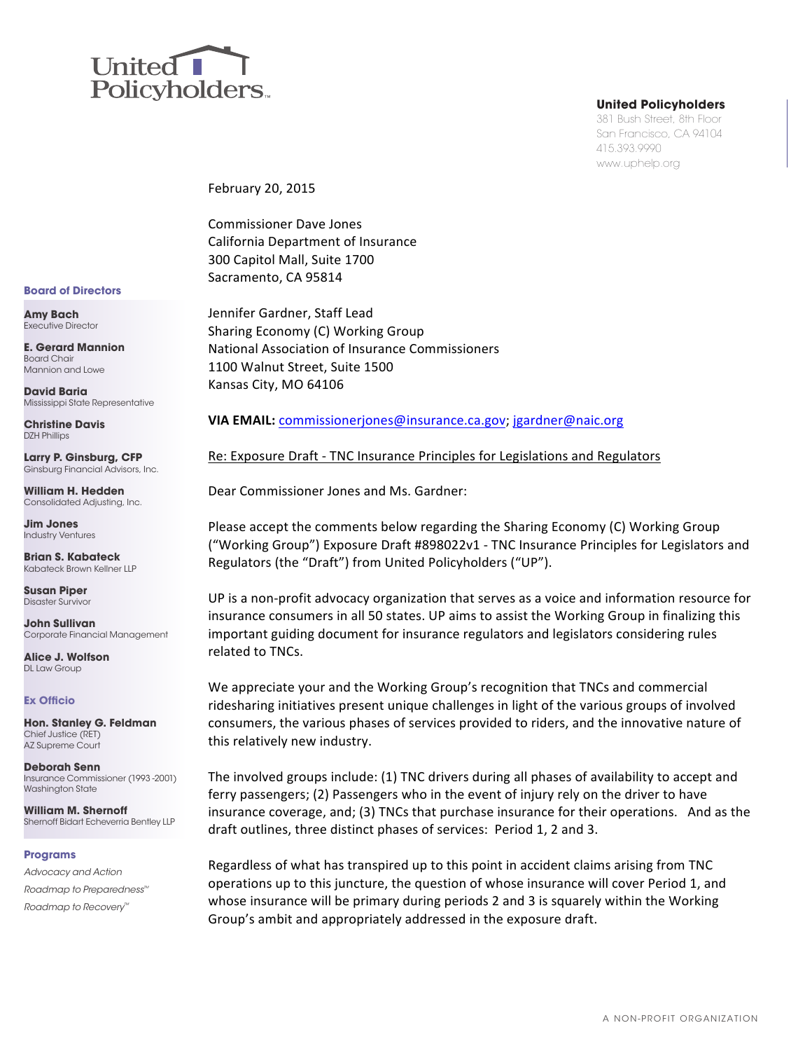United Policyholders

**United Policyholders**
381 Bush Street, 8th Floor
San Francisco, CA 94104
415.393.9990
www.uphelp.org

**Board of Directors**

**Amy Bach**
Executive Director

**E. Gerard Mannion**
Board Chair
Mannion and Lowe

**David Baria**
Mississippi State Representative

**Christine Davis**
DZH Phillips

**Larry P. Ginsburg, CFP**
Ginsburg Financial Advisors, Inc.

**William H. Hedden**
Consolidated Adjusting, Inc.

**Jim Jones**
Industry Ventures

**Brian S. Kabateck**
Kabateck Brown Kellner LLP

**Susan Piper**
Disaster Survivor

**John Sullivan**
Corporate Financial Management

**Alice J. Wolfson**
DL Law Group

**Ex Officio**

**Hon. Stanley G. Feldman**
Chief Justice (RET)
AZ Supreme Court

**Deborah Senn**
Insurance Commissioner (1993 -2001)
Washington State

**William M. Shernoff**
Shernoff Bidart Echeverria Bentley LLP

**Programs**

*Advocacy and Action*
*Roadmap to Preparedness™*
*Roadmap to Recovery™*

February 20, 2015

Commissioner Dave Jones
California Department of Insurance
300 Capitol Mall, Suite 1700
Sacramento, CA 95814

Jennifer Gardner, Staff Lead
Sharing Economy (C) Working Group
National Association of Insurance Commissioners
1100 Walnut Street, Suite 1500
Kansas City, MO 64106

**VIA EMAIL:** commissionerjones@insurance.ca.gov; jgardner@naic.org

Re: Exposure Draft - TNC Insurance Principles for Legislations and Regulators

Dear Commissioner Jones and Ms. Gardner:

Please accept the comments below regarding the Sharing Economy (C) Working Group ("Working Group") Exposure Draft #898022v1 - TNC Insurance Principles for Legislators and Regulators (the "Draft") from United Policyholders ("UP").

UP is a non-profit advocacy organization that serves as a voice and information resource for insurance consumers in all 50 states. UP aims to assist the Working Group in finalizing this important guiding document for insurance regulators and legislators considering rules related to TNCs.

We appreciate your and the Working Group's recognition that TNCs and commercial ridesharing initiatives present unique challenges in light of the various groups of involved consumers, the various phases of services provided to riders, and the innovative nature of this relatively new industry.

The involved groups include: (1) TNC drivers during all phases of availability to accept and ferry passengers; (2) Passengers who in the event of injury rely on the driver to have insurance coverage, and; (3) TNCs that purchase insurance for their operations. And as the draft outlines, three distinct phases of services: Period 1, 2 and 3.

Regardless of what has transpired up to this point in accident claims arising from TNC operations up to this juncture, the question of whose insurance will cover Period 1, and whose insurance will be primary during periods 2 and 3 is squarely within the Working Group's ambit and appropriately addressed in the exposure draft.

A NON-PROFIT ORGANIZATION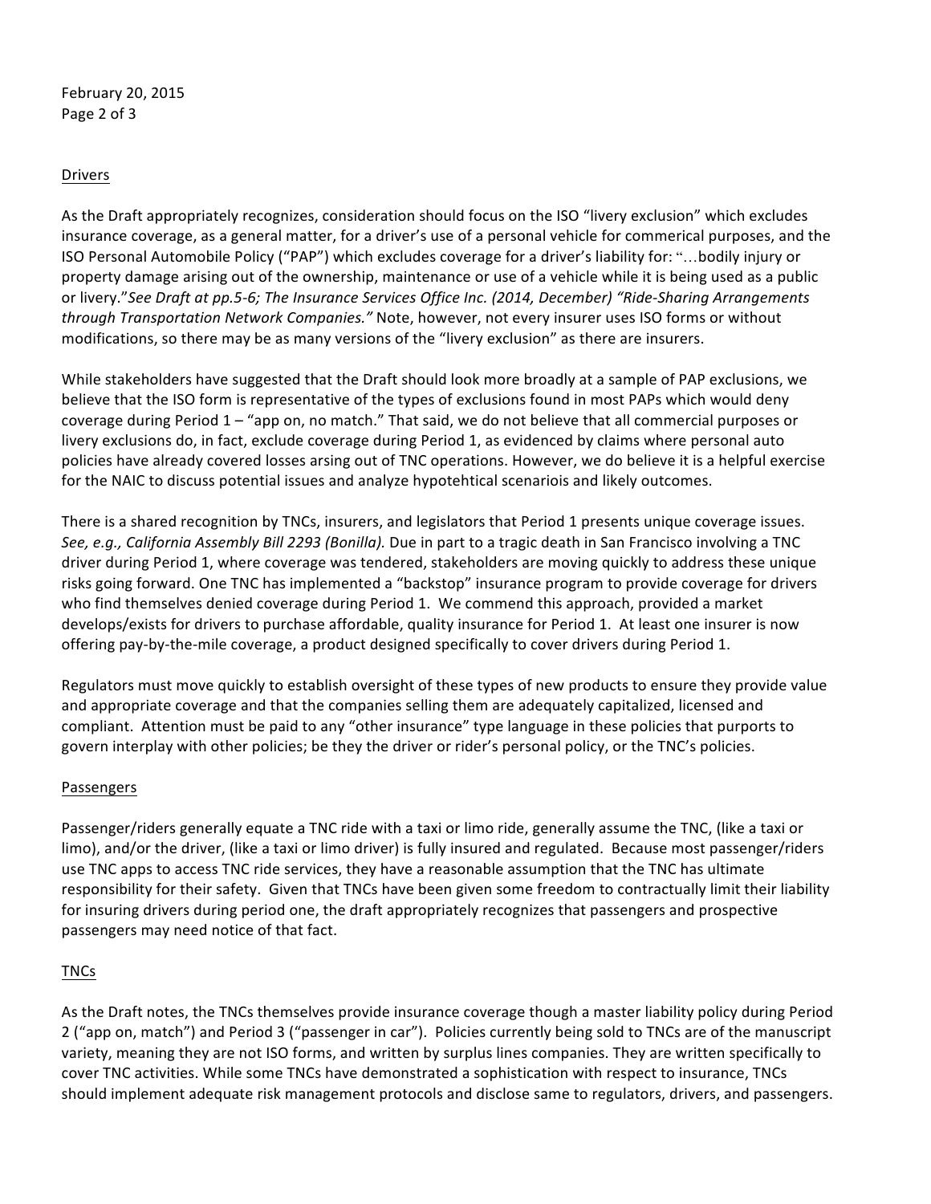February 20, 2015

<u>Drivers</u>

As the Draft appropriately recognizes, consideration should focus on the ISO "livery exclusion" which excludes insurance coverage, as a general matter, for a driver's use of a personal vehicle for commerical purposes, and the ISO Personal Automobile Policy ("PAP") which excludes coverage for a driver's liability for: "…bodily injury or property damage arising out of the ownership, maintenance or use of a vehicle while it is being used as a public or livery."*See Draft at pp.5-6; The Insurance Services Office Inc. (2014, December) "Ride-Sharing Arrangements through Transportation Network Companies."* Note, however, not every insurer uses ISO forms or without modifications, so there may be as many versions of the "livery exclusion" as there are insurers.

While stakeholders have suggested that the Draft should look more broadly at a sample of PAP exclusions, we believe that the ISO form is representative of the types of exclusions found in most PAPs which would deny coverage during Period 1 – "app on, no match." That said, we do not believe that all commercial purposes or livery exclusions do, in fact, exclude coverage during Period 1, as evidenced by claims where personal auto policies have already covered losses arsing out of TNC operations. However, we do believe it is a helpful exercise for the NAIC to discuss potential issues and analyze hypotehtical scenariois and likely outcomes.

There is a shared recognition by TNCs, insurers, and legislators that Period 1 presents unique coverage issues. *See, e.g., California Assembly Bill 2293 (Bonilla).* Due in part to a tragic death in San Francisco involving a TNC driver during Period 1, where coverage was tendered, stakeholders are moving quickly to address these unique risks going forward. One TNC has implemented a "backstop" insurance program to provide coverage for drivers who find themselves denied coverage during Period 1. We commend this approach, provided a market develops/exists for drivers to purchase affordable, quality insurance for Period 1. At least one insurer is now offering pay-by-the-mile coverage, a product designed specifically to cover drivers during Period 1.

Regulators must move quickly to establish oversight of these types of new products to ensure they provide value and appropriate coverage and that the companies selling them are adequately capitalized, licensed and compliant. Attention must be paid to any "other insurance" type language in these policies that purports to govern interplay with other policies; be they the driver or rider's personal policy, or the TNC's policies.

<u>Passengers</u>

Passenger/riders generally equate a TNC ride with a taxi or limo ride, generally assume the TNC, (like a taxi or limo), and/or the driver, (like a taxi or limo driver) is fully insured and regulated. Because most passenger/riders use TNC apps to access TNC ride services, they have a reasonable assumption that the TNC has ultimate responsibility for their safety. Given that TNCs have been given some freedom to contractually limit their liability for insuring drivers during period one, the draft appropriately recognizes that passengers and prospective passengers may need notice of that fact.

<u>TNCs</u>

As the Draft notes, the TNCs themselves provide insurance coverage though a master liability policy during Period 2 ("app on, match") and Period 3 ("passenger in car"). Policies currently being sold to TNCs are of the manuscript variety, meaning they are not ISO forms, and written by surplus lines companies. They are written specifically to cover TNC activities. While some TNCs have demonstrated a sophistication with respect to insurance, TNCs should implement adequate risk management protocols and disclose same to regulators, drivers, and passengers.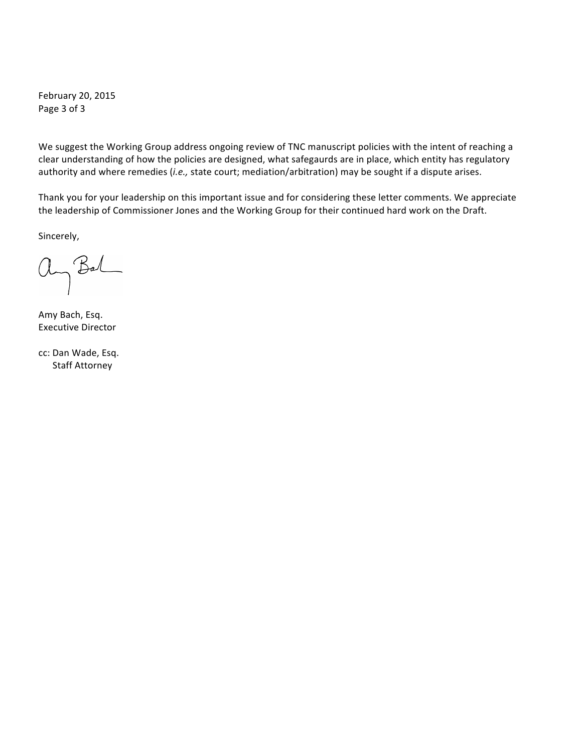We suggest the Working Group address ongoing review of TNC manuscript policies with the intent of reaching a clear understanding of how the policies are designed, what safegaurds are in place, which entity has regulatory authority and where remedies (*i.e.,* state court; mediation/arbitration) may be sought if a dispute arises.

Thank you for your leadership on this important issue and for considering these letter comments. We appreciate the leadership of Commissioner Jones and the Working Group for their continued hard work on the Draft.

Sincerely,

Amy Bach, Esq.
Executive Director

cc: Dan Wade, Esq.
Staff Attorney